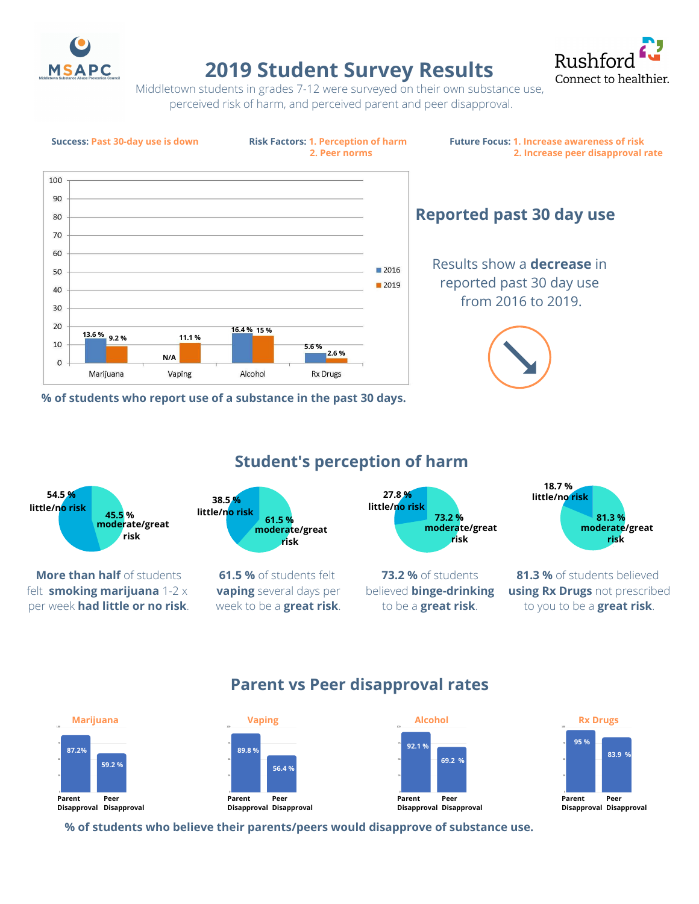MSAPC
Middletown Substance Abuse Prevention Council

# 2019 Student Survey Results

Rushford
Connect to healthier.

Middletown students in grades 7-12 were surveyed on their own substance use, perceived risk of harm, and perceived parent and peer disapproval.

**Success:** Past 30-day use is down

**Risk Factors:** 1. Perception of harm 2. Peer norms

**Future Focus:** 1. Increase awareness of risk 2. Increase peer disapproval rate

| | 2016 | 2019 |
|---|---|---|
| Marijuana | 13.6 % | 9.2 % |
| Vaping | N/A | 11.1 % |
| Alcohol | 16.4 % | 15 % |
| Rx Drugs | 5.6 % | 2.6 % |

**% of students who report use of a substance in the past 30 days.**

## Reported past 30 day use

Results show a **decrease** in reported past 30 day use from 2016 to 2019.

## Student's perception of harm

| | Little/no risk | Moderate/great risk |
|---|---|---|
| Marijuana | 54.5 % | 45.5 % |
| Vaping | 38.5 % | 61.5 % |
| Binge-drinking | 27.8 % | 73.2 % |
| Rx Drugs | 18.7 % | 81.3 % |

**More than half** of students felt **smoking marijuana** 1-2 x per week **had little or no risk**.

**61.5 %** of students felt **vaping** several days per week to be a **great risk**.

**73.2 %** of students believed **binge-drinking** to be a **great risk**.

**81.3 %** of students believed **using Rx Drugs** not prescribed to you to be a **great risk**.

## Parent vs Peer disapproval rates

| | Parent Disapproval | Peer Disapproval |
|---|---|---|
| Marijuana | 87.2% | 59.2 % |
| Vaping | 89.8 % | 56.4 % |
| Alcohol | 92.1 % | 69.2 % |
| Rx Drugs | 95 % | 83.9 % |

**% of students who believe their parents/peers would disapprove of substance use.**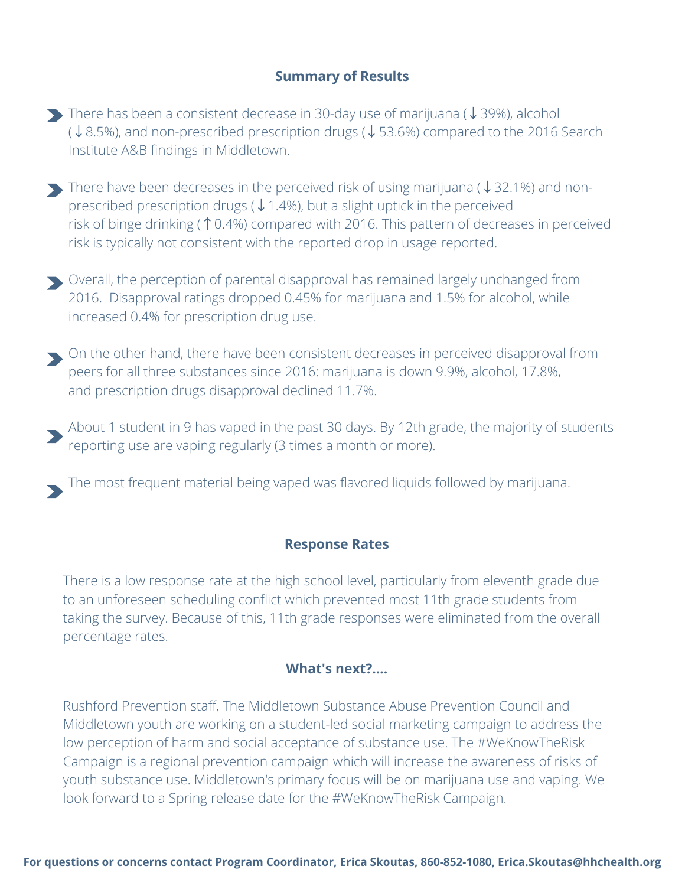## Summary of Results

- There has been a consistent decrease in 30-day use of marijuana (↓39%), alcohol (↓8.5%), and non-prescribed prescription drugs (↓53.6%) compared to the 2016 Search Institute A&B findings in Middletown.
- There have been decreases in the perceived risk of using marijuana (↓32.1%) and non-prescribed prescription drugs (↓1.4%), but a slight uptick in the perceived risk of binge drinking (↑0.4%) compared with 2016. This pattern of decreases in perceived risk is typically not consistent with the reported drop in usage reported.
- Overall, the perception of parental disapproval has remained largely unchanged from 2016. Disapproval ratings dropped 0.45% for marijuana and 1.5% for alcohol, while increased 0.4% for prescription drug use.
- On the other hand, there have been consistent decreases in perceived disapproval from peers for all three substances since 2016: marijuana is down 9.9%, alcohol, 17.8%, and prescription drugs disapproval declined 11.7%.
- About 1 student in 9 has vaped in the past 30 days. By 12th grade, the majority of students reporting use are vaping regularly (3 times a month or more).
- The most frequent material being vaped was flavored liquids followed by marijuana.

## Response Rates

There is a low response rate at the high school level, particularly from eleventh grade due to an unforeseen scheduling conflict which prevented most 11th grade students from taking the survey. Because of this, 11th grade responses were eliminated from the overall percentage rates.

## What's next?....

Rushford Prevention staff, The Middletown Substance Abuse Prevention Council and Middletown youth are working on a student-led social marketing campaign to address the low perception of harm and social acceptance of substance use. The #WeKnowTheRisk Campaign is a regional prevention campaign which will increase the awareness of risks of youth substance use. Middletown's primary focus will be on marijuana use and vaping. We look forward to a Spring release date for the #WeKnowTheRisk Campaign.

**For questions or concerns contact Program Coordinator, Erica Skoutas, 860-852-1080, Erica.Skoutas@hhchealth.org**